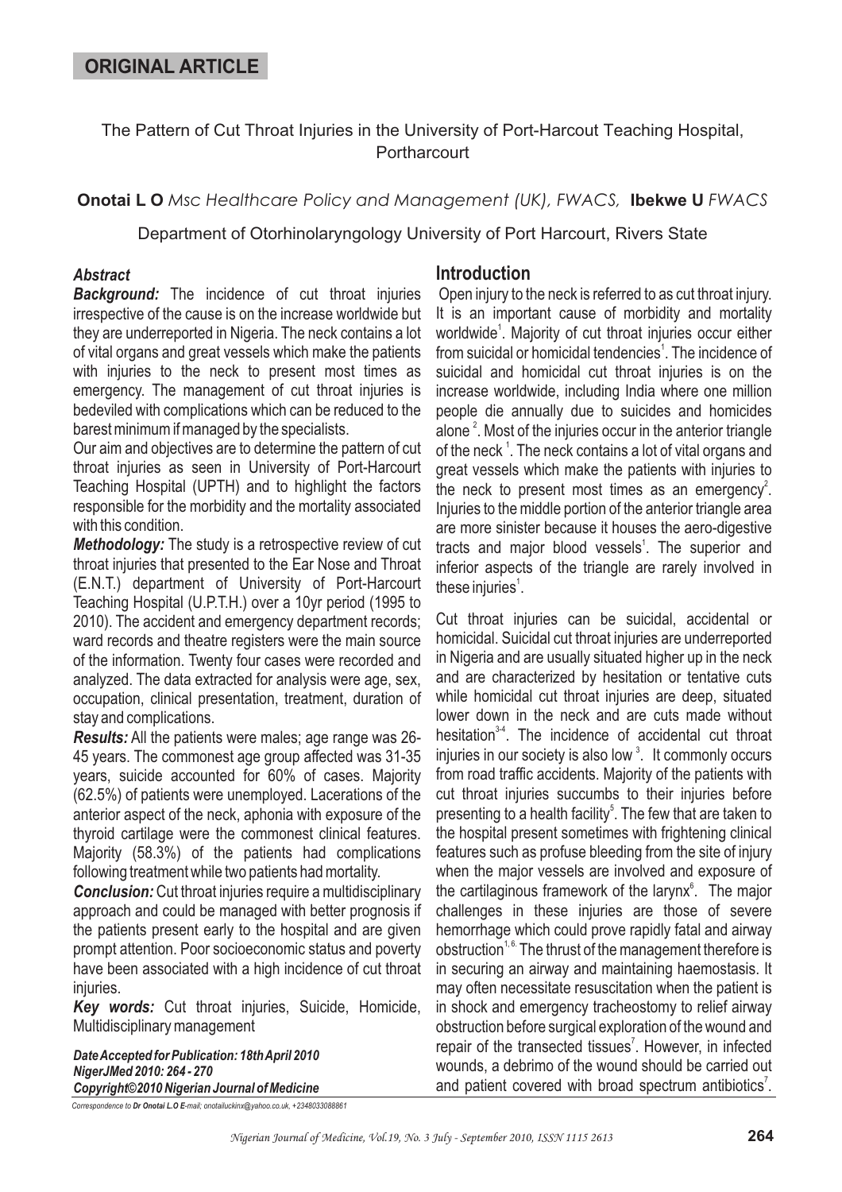**ORIGINAL ARTICLE**

# The Pattern of Cut Throat Injuries in the University of Port-Harcout Teaching Hospital, Portharcourt

**Onotai L O** *Msc Healthcare Policy and Management (UK), FWACS,* **Ibekwe U** *FWACS*

Department of Otorhinolaryngology University of Port Harcourt, Rivers State

### *Abstract*

***Background:*** The incidence of cut throat injuries irrespective of the cause is on the increase worldwide but they are underreported in Nigeria. The neck contains a lot of vital organs and great vessels which make the patients with injuries to the neck to present most times as emergency. The management of cut throat injuries is bedeviled with complications which can be reduced to the barest minimum if managed by the specialists.

Our aim and objectives are to determine the pattern of cut throat injuries as seen in University of Port-Harcourt Teaching Hospital (UPTH) and to highlight the factors responsible for the morbidity and the mortality associated with this condition.

***Methodology:*** The study is a retrospective review of cut throat injuries that presented to the Ear Nose and Throat (E.N.T.) department of University of Port-Harcourt Teaching Hospital (U.P.T.H.) over a 10yr period (1995 to 2010). The accident and emergency department records; ward records and theatre registers were the main source of the information. Twenty four cases were recorded and analyzed. The data extracted for analysis were age, sex, occupation, clinical presentation, treatment, duration of stay and complications.

***Results:*** All the patients were males; age range was 26-45 years. The commonest age group affected was 31-35 years, suicide accounted for 60% of cases. Majority (62.5%) of patients were unemployed. Lacerations of the anterior aspect of the neck, aphonia with exposure of the thyroid cartilage were the commonest clinical features. Majority (58.3%) of the patients had complications following treatment while two patients had mortality.

***Conclusion:*** Cut throat injuries require a multidisciplinary approach and could be managed with better prognosis if the patients present early to the hospital and are given prompt attention. Poor socioeconomic status and poverty have been associated with a high incidence of cut throat injuries.

***Key words:*** Cut throat injuries, Suicide, Homicide, Multidisciplinary management

***Date Accepted for Publication: 18th April 2010***
***NigerJMed 2010: 264 - 270***
***Copyright©2010 Nigerian Journal of Medicine***

*Correspondence to **Dr Onotai L.O** E-mail; onotailuckinx@yahoo.co.uk, +2348033088861*

## Introduction

Open injury to the neck is referred to as cut throat injury. It is an important cause of morbidity and mortality worldwide[1]. Majority of cut throat injuries occur either from suicidal or homicidal tendencies[1]. The incidence of suicidal and homicidal cut throat injuries is on the increase worldwide, including India where one million people die annually due to suicides and homicides alone [2]. Most of the injuries occur in the anterior triangle of the neck [1]. The neck contains a lot of vital organs and great vessels which make the patients with injuries to the neck to present most times as an emergency[2]. Injuries to the middle portion of the anterior triangle area are more sinister because it houses the aero-digestive tracts and major blood vessels[1]. The superior and inferior aspects of the triangle are rarely involved in these injuries[1].

Cut throat injuries can be suicidal, accidental or homicidal. Suicidal cut throat injuries are underreported in Nigeria and are usually situated higher up in the neck and are characterized by hesitation or tentative cuts while homicidal cut throat injuries are deep, situated lower down in the neck and are cuts made without hesitation[3-4]. The incidence of accidental cut throat injuries in our society is also low [3]. It commonly occurs from road traffic accidents. Majority of the patients with cut throat injuries succumbs to their injuries before presenting to a health facility[5]. The few that are taken to the hospital present sometimes with frightening clinical features such as profuse bleeding from the site of injury when the major vessels are involved and exposure of the cartilaginous framework of the larynx[6]. The major challenges in these injuries are those of severe hemorrhage which could prove rapidly fatal and airway obstruction[1,6]. The thrust of the management therefore is in securing an airway and maintaining haemostasis. It may often necessitate resuscitation when the patient is in shock and emergency tracheostomy to relief airway obstruction before surgical exploration of the wound and repair of the transected tissues[7]. However, in infected wounds, a debrimo of the wound should be carried out and patient covered with broad spectrum antibiotics[7].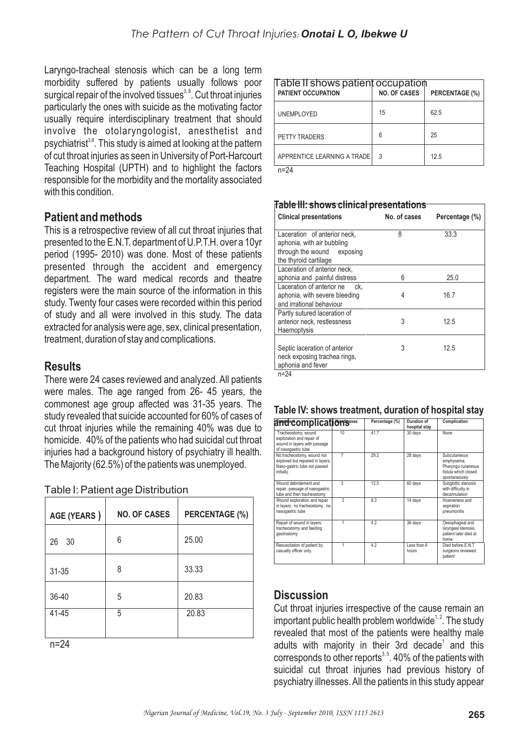Laryngo-tracheal stenosis which can be a long term morbidity suffered by patients usually follows poor surgical repair of the involved tissues[3, 8]. Cut throat injuries particularly the ones with suicide as the motivating factor usually require interdisciplinary treatment that should involve the otolaryngologist, anesthetist and psychiatrist[3,8]. This study is aimed at looking at the pattern of cut throat injuries as seen in University of Port-Harcourt Teaching Hospital (UPTH) and to highlight the factors responsible for the morbidity and the mortality associated with this condition.

## Patient and methods

This is a retrospective review of all cut throat injuries that presented to the E.N.T. department of U.P.T.H. over a 10yr period (1995- 2010) was done. Most of these patients presented through the accident and emergency department. The ward medical records and theatre registers were the main source of the information in this study. Twenty four cases were recorded within this period of study and all were involved in this study. The data extracted for analysis were age, sex, clinical presentation, treatment, duration of stay and complications.

## Results

There were 24 cases reviewed and analyzed. All patients were males. The age ranged from 26- 45 years, the commonest age group affected was 31-35 years. The study revealed that suicide accounted for 60% of cases of cut throat injuries while the remaining 40% was due to homicide. 40% of the patients who had suicidal cut throat injuries had a background history of psychiatry ill health. The Majority (62.5%) of the patients was unemployed.

Table I: Patient age Distribution

| AGE (YEARS) | NO. OF CASES | PERCENTAGE (%) |
|---|---|---|
| 26 30 | 6 | 25.00 |
| 31-35 | 8 | 33.33 |
| 36-40 | 5 | 20.83 |
| 41-45 | 5 | 20.83 |

n=24

Table II shows patient occupation

| PATIENT OCCUPATION | NO. OF CASES | PERCENTAGE (%) |
|---|---|---|
| UNEMPLOYED | 15 | 62.5 |
| PETTY TRADERS | 6 | 25 |
| APPRENTICE LEARNING A TRADE | 3 | 12.5 |

n=24

**Table III: shows clinical presentations**

| Clinical presentations | No. of cases | Percentage (%) |
|---|---|---|
| Laceration of anterior neck, aphonia, with air bubbling through the wound exposing the thyroid cartilage | 8 | 33.3 |
| Laceration of anterior neck, aphonia and painful distress | 6 | 25.0 |
| Laceration of anterior neck, aphonia, with severe bleeding and irrational behaviour | 4 | 16.7 |
| Partly sutured laceration of anterior neck, restlessness Haemoptysis | 3 | 12.5 |
| Septic laceration of anterior neck exposing trachea rings, aphonia and fever | 3 | 12.5 |

n=24

**Table IV: shows treatment, duration of hospital stay and complications**

| Treatment | No. of cases | Percentage (%) | Duration of hospital stay | Complication |
|---|---|---|---|---|
| Tracheostomy, wound exploration and repair of wound in layers with passage of nasogastric tube | 10 | 41.7 | 30 days | None |
| No tracheostomy, wound not explored but repaired in layers, Naso-gastric tube not passed initially. | 7 | 29.2 | 28 days | Subcutaneous emphysema, Pharyngo cutaneous fistula which closed spontaneously |
| Wound debridement and repair, passage of nasogastric tube and then tracheostomy | 3 | 12.5 | 60 days | Subglottic stenosis with difficulty in decannulation |
| Wound exploration and repair in layers , no tracheostomy , no nasogastric tube | 2 | 8.3 | 14 days | Hoarseness and aspiration pneumonitis |
| Repair of wound in layers, tracheostomy and feeding gastrostomy | 1 | 4.2 | 36 days | Oesophageal and laryngeal stenosis, patient later died at home |
| Resuscitation of patient by casualty officer only. | 1 | 4.2 | Less than 6 hours | Died before E.N.T surgeons reviewed patient |

## Discussion

Cut throat injuries irrespective of the cause remain an important public health problem worldwide[1, 2]. The study revealed that most of the patients were healthy male adults with majority in their 3rd decade[1] and this corresponds to other reports[3, 5]. 40% of the patients with suicidal cut throat injuries had previous history of psychiatry illnesses. All the patients in this study appear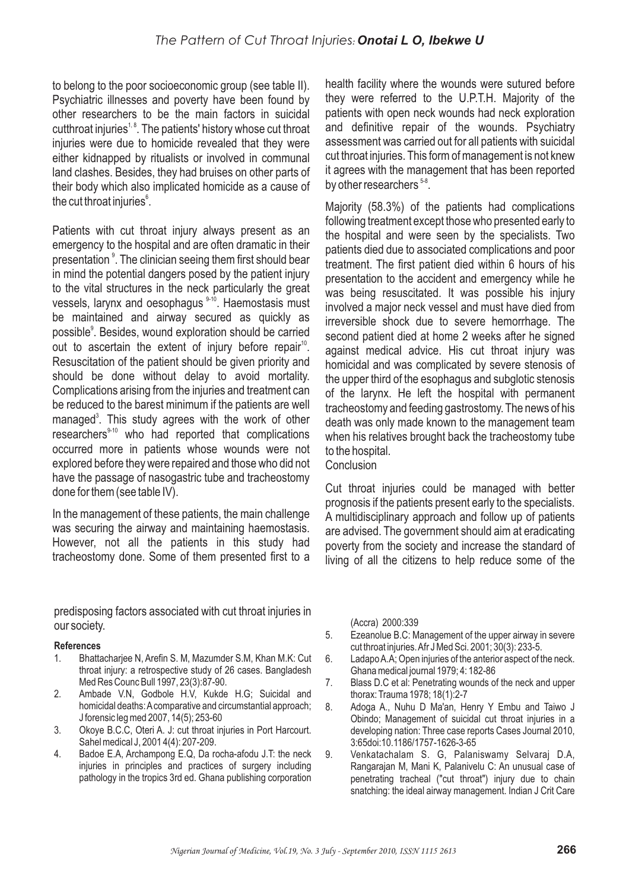to belong to the poor socioeconomic group (see table II). Psychiatric illnesses and poverty have been found by other researchers to be the main factors in suicidal cutthroat injuries[1, 8]. The patients' history whose cut throat injuries were due to homicide revealed that they were either kidnapped by ritualists or involved in communal land clashes. Besides, they had bruises on other parts of their body which also implicated homicide as a cause of the cut throat injuries[6].

Patients with cut throat injury always present as an emergency to the hospital and are often dramatic in their presentation [9]. The clinician seeing them first should bear in mind the potential dangers posed by the patient injury to the vital structures in the neck particularly the great vessels, larynx and oesophagus [9-10]. Haemostasis must be maintained and airway secured as quickly as possible[9]. Besides, wound exploration should be carried out to ascertain the extent of injury before repair[10]. Resuscitation of the patient should be given priority and should be done without delay to avoid mortality. Complications arising from the injuries and treatment can be reduced to the barest minimum if the patients are well managed[3]. This study agrees with the work of other researchers[9-10] who had reported that complications occurred more in patients whose wounds were not explored before they were repaired and those who did not have the passage of nasogastric tube and tracheostomy done for them (see table IV).

In the management of these patients, the main challenge was securing the airway and maintaining haemostasis. However, not all the patients in this study had tracheostomy done. Some of them presented first to a health facility where the wounds were sutured before they were referred to the U.P.T.H. Majority of the patients with open neck wounds had neck exploration and definitive repair of the wounds. Psychiatry assessment was carried out for all patients with suicidal cut throat injuries. This form of management is not knew it agrees with the management that has been reported by other researchers [5-8].

Majority (58.3%) of the patients had complications following treatment except those who presented early to the hospital and were seen by the specialists. Two patients died due to associated complications and poor treatment. The first patient died within 6 hours of his presentation to the accident and emergency while he was being resuscitated. It was possible his injury involved a major neck vessel and must have died from irreversible shock due to severe hemorrhage. The second patient died at home 2 weeks after he signed against medical advice. His cut throat injury was homicidal and was complicated by severe stenosis of the upper third of the esophagus and subglotic stenosis of the larynx. He left the hospital with permanent tracheostomy and feeding gastrostomy. The news of his death was only made known to the management team when his relatives brought back the tracheostomy tube to the hospital.

## Conclusion

Cut throat injuries could be managed with better prognosis if the patients present early to the specialists. A multidisciplinary approach and follow up of patients are advised. The government should aim at eradicating poverty from the society and increase the standard of living of all the citizens to help reduce some of the predisposing factors associated with cut throat injuries in our society.

### References

1. Bhattacharjee N, Arefin S. M, Mazumder S.M, Khan M.K: Cut throat injury: a retrospective study of 26 cases. Bangladesh Med Res Counc Bull 1997, 23(3):87-90.
2. Ambade V.N, Godbole H.V, Kukde H.G; Suicidal and homicidal deaths: A comparative and circumstantial approach; J forensic leg med 2007, 14(5); 253-60
3. Okoye B.C.C, Oteri A. J: cut throat injuries in Port Harcourt. Sahel medical J, 2001 4(4): 207-209.
4. Badoe E.A, Archampong E.Q, Da rocha-afodu J.T: the neck injuries in principles and practices of surgery including pathology in the tropics 3rd ed. Ghana publishing corporation (Accra) 2000:339
5. Ezeanolue B.C: Management of the upper airway in severe cut throat injuries. Afr J Med Sci. 2001; 30(3): 233-5.
6. Ladapo A.A; Open injuries of the anterior aspect of the neck. Ghana medical journal 1979; 4: 182-86
7. Blass D.C et al: Penetrating wounds of the neck and upper thorax: Trauma 1978; 18(1):2-7
8. Adoga A., Nuhu D Ma'an, Henry Y Embu and Taiwo J Obindo; Management of suicidal cut throat injuries in a developing nation: Three case reports Cases Journal 2010, 3:65doi:10.1186/1757-1626-3-65
9. Venkatachalam S. G, Palaniswamy Selvaraj D.A, Rangarajan M, Mani K, Palanivelu C: An unusual case of penetrating tracheal ("cut throat") injury due to chain snatching: the ideal airway management. Indian J Crit Care